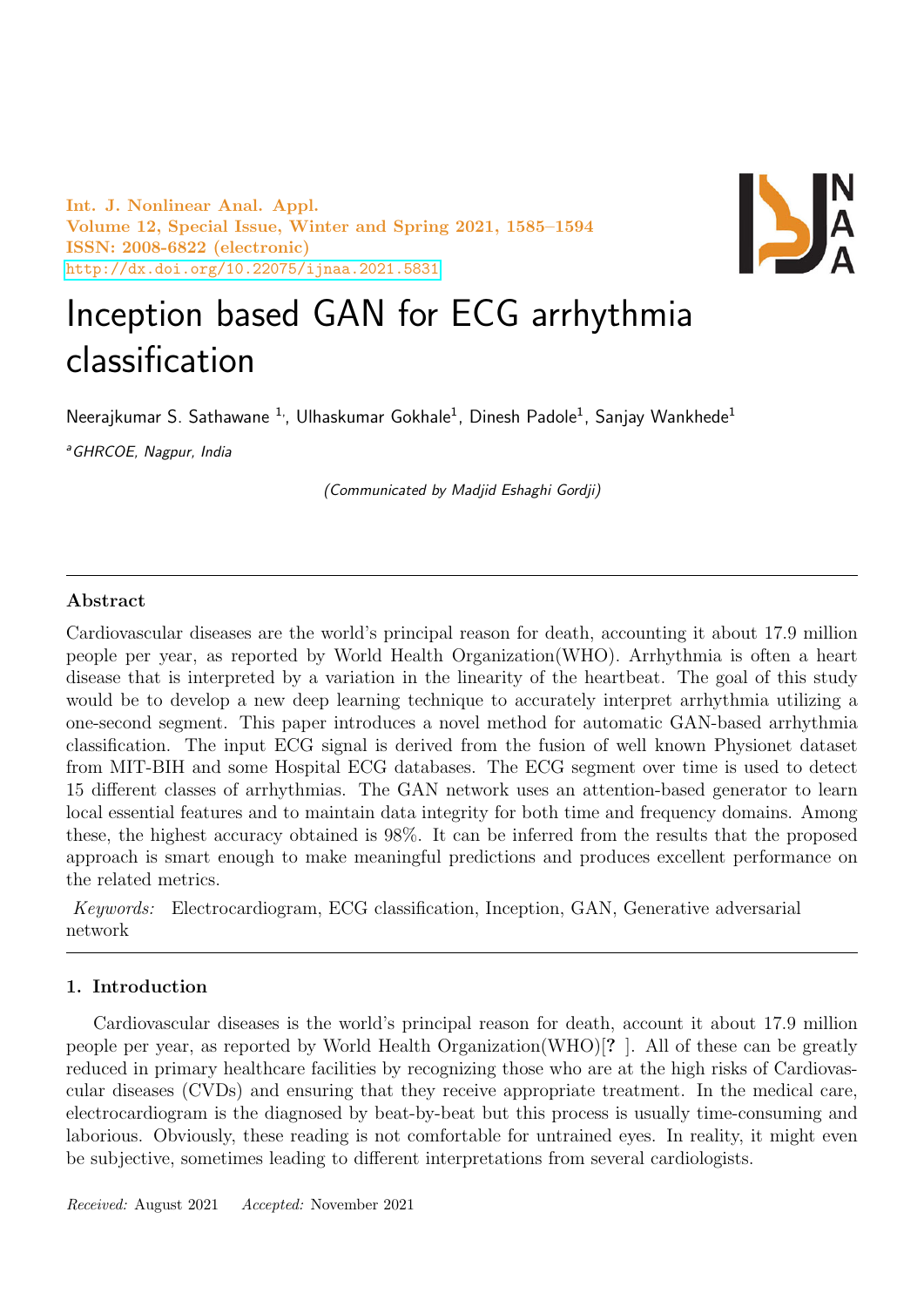# Inception based GAN for ECG arrhythmia classification

Neerajkumar S. Sathawane [1,], Ulhaskumar Gokhale[1], Dinesh Padole[1], Sanjay Wankhede[1]

[a]*GHRCOE, Nagpur, India*

*(Communicated by Madjid Eshaghi Gordji)*

---

**Abstract**

Cardiovascular diseases are the world's principal reason for death, accounting it about 17.9 million people per year, as reported by World Health Organization(WHO). Arrhythmia is often a heart disease that is interpreted by a variation in the linearity of the heartbeat. The goal of this study would be to develop a new deep learning technique to accurately interpret arrhythmia utilizing a one-second segment. This paper introduces a novel method for automatic GAN-based arrhythmia classification. The input ECG signal is derived from the fusion of well known Physionet dataset from MIT-BIH and some Hospital ECG databases. The ECG segment over time is used to detect 15 different classes of arrhythmias. The GAN network uses an attention-based generator to learn local essential features and to maintain data integrity for both time and frequency domains. Among these, the highest accuracy obtained is 98%. It can be inferred from the results that the proposed approach is smart enough to make meaningful predictions and produces excellent performance on the related metrics.

*Keywords:* Electrocardiogram, ECG classification, Inception, GAN, Generative adversarial network

---

## 1. Introduction

Cardiovascular diseases is the world's principal reason for death, account it about 17.9 million people per year, as reported by World Health Organization(WHO)[**?** ]. All of these can be greatly reduced in primary healthcare facilities by recognizing those who are at the high risks of Cardiovascular diseases (CVDs) and ensuring that they receive appropriate treatment. In the medical care, electrocardiogram is the diagnosed by beat-by-beat but this process is usually time-consuming and laborious. Obviously, these reading is not comfortable for untrained eyes. In reality, it might even be subjective, sometimes leading to different interpretations from several cardiologists.

*Received:* August 2021 *Accepted:* November 2021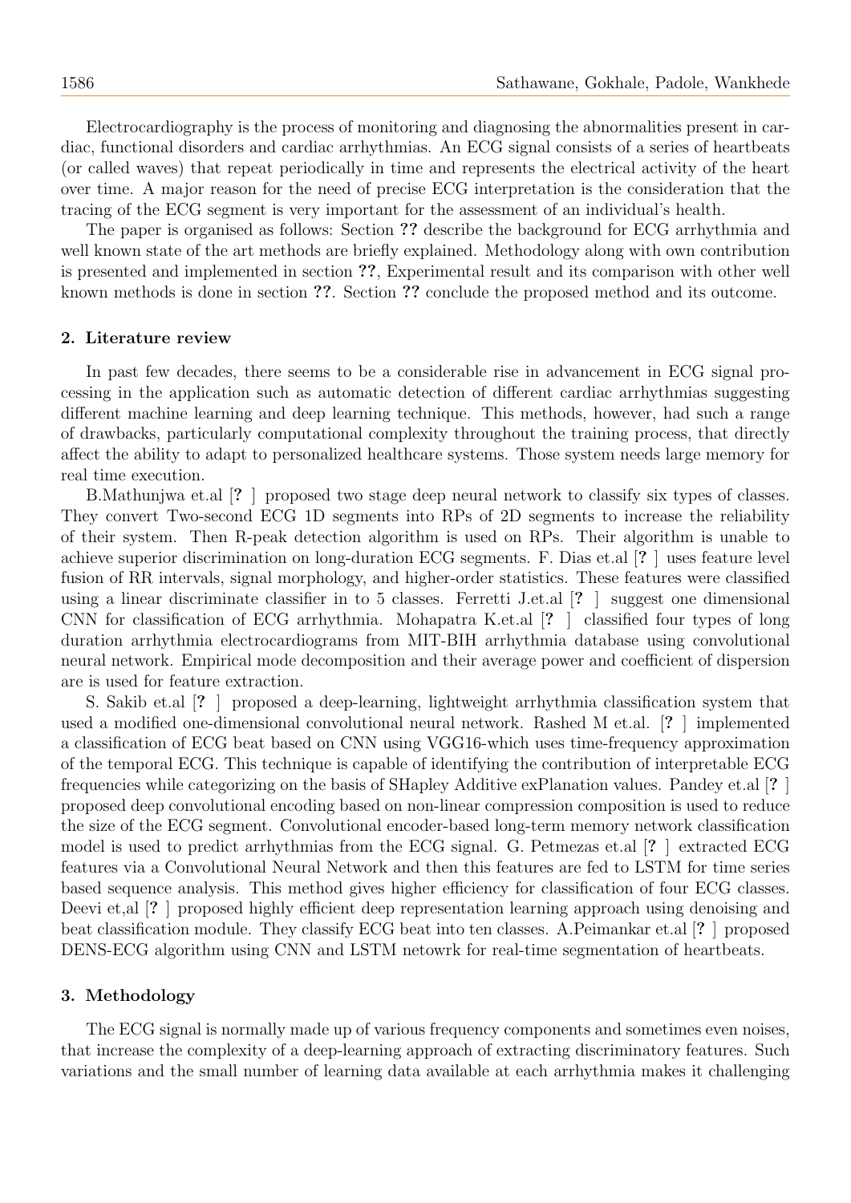Electrocardiography is the process of monitoring and diagnosing the abnormalities present in cardiac, functional disorders and cardiac arrhythmias. An ECG signal consists of a series of heartbeats (or called waves) that repeat periodically in time and represents the electrical activity of the heart over time. A major reason for the need of precise ECG interpretation is the consideration that the tracing of the ECG segment is very important for the assessment of an individual's health.

The paper is organised as follows: Section **??** describe the background for ECG arrhythmia and well known state of the art methods are briefly explained. Methodology along with own contribution is presented and implemented in section **??**, Experimental result and its comparison with other well known methods is done in section **??**. Section **??** conclude the proposed method and its outcome.

## 2. Literature review

In past few decades, there seems to be a considerable rise in advancement in ECG signal processing in the application such as automatic detection of different cardiac arrhythmias suggesting different machine learning and deep learning technique. This methods, however, had such a range of drawbacks, particularly computational complexity throughout the training process, that directly affect the ability to adapt to personalized healthcare systems. Those system needs large memory for real time execution.

B.Mathunjwa et.al [**?** ] proposed two stage deep neural network to classify six types of classes. They convert Two-second ECG 1D segments into RPs of 2D segments to increase the reliability of their system. Then R-peak detection algorithm is used on RPs. Their algorithm is unable to achieve superior discrimination on long-duration ECG segments. F. Dias et.al [**?** ] uses feature level fusion of RR intervals, signal morphology, and higher-order statistics. These features were classified using a linear discriminate classifier in to 5 classes. Ferretti J.et.al [**?** ] suggest one dimensional CNN for classification of ECG arrhythmia. Mohapatra K.et.al [**?** ] classified four types of long duration arrhythmia electrocardiograms from MIT-BIH arrhythmia database using convolutional neural network. Empirical mode decomposition and their average power and coefficient of dispersion are is used for feature extraction.

S. Sakib et.al [**?** ] proposed a deep-learning, lightweight arrhythmia classification system that used a modified one-dimensional convolutional neural network. Rashed M et.al. [**?** ] implemented a classification of ECG beat based on CNN using VGG16-which uses time-frequency approximation of the temporal ECG. This technique is capable of identifying the contribution of interpretable ECG frequencies while categorizing on the basis of SHapley Additive exPlanation values. Pandey et.al [**?** ] proposed deep convolutional encoding based on non-linear compression composition is used to reduce the size of the ECG segment. Convolutional encoder-based long-term memory network classification model is used to predict arrhythmias from the ECG signal. G. Petmezas et.al [**?** ] extracted ECG features via a Convolutional Neural Network and then this features are fed to LSTM for time series based sequence analysis. This method gives higher efficiency for classification of four ECG classes. Deevi et,al [**?** ] proposed highly efficient deep representation learning approach using denoising and beat classification module. They classify ECG beat into ten classes. A.Peimankar et.al [**?** ] proposed DENS-ECG algorithm using CNN and LSTM netowrk for real-time segmentation of heartbeats.

## 3. Methodology

The ECG signal is normally made up of various frequency components and sometimes even noises, that increase the complexity of a deep-learning approach of extracting discriminatory features. Such variations and the small number of learning data available at each arrhythmia makes it challenging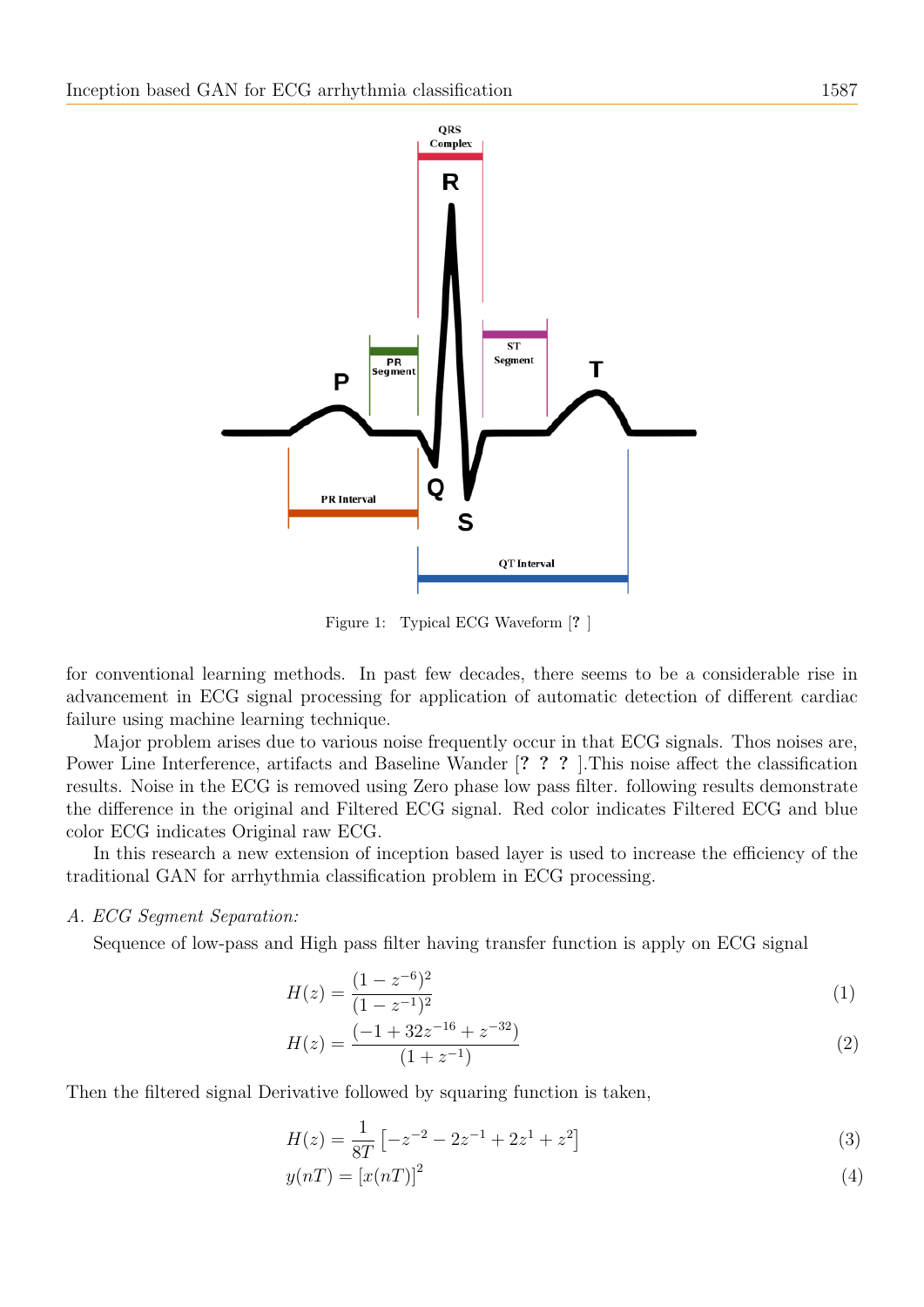QRS
Complex

R

P

PR
Segment

ST
Segment

T

Q

S

PR Interval

QT Interval

Figure 1: Typical ECG Waveform [? ]

for conventional learning methods. In past few decades, there seems to be a considerable rise in advancement in ECG signal processing for application of automatic detection of different cardiac failure using machine learning technique.

Major problem arises due to various noise frequently occur in that ECG signals. Thos noises are, Power Line Interference, artifacts and Baseline Wander [**? ? ?** ].This noise affect the classification results. Noise in the ECG is removed using Zero phase low pass filter. following results demonstrate the difference in the original and Filtered ECG signal. Red color indicates Filtered ECG and blue color ECG indicates Original raw ECG.

In this research a new extension of inception based layer is used to increase the efficiency of the traditional GAN for arrhythmia classification problem in ECG processing.

*A. ECG Segment Separation:*

Sequence of low-pass and High pass filter having transfer function is apply on ECG signal

$$H(z) = \frac{(1 - z^{-6})^2}{(1 - z^{-1})^2} \tag{1}$$

$$H(z) = \frac{(-1 + 32z^{-16} + z^{-32})}{(1 + z^{-1})} \tag{2}$$

Then the filtered signal Derivative followed by squaring function is taken,

$$H(z) = \frac{1}{8T}\left[-z^{-2} - 2z^{-1} + 2z^{1} + z^{2}\right] \tag{3}$$

$$y(nT) = \left[x(nT)\right]^2 \tag{4}$$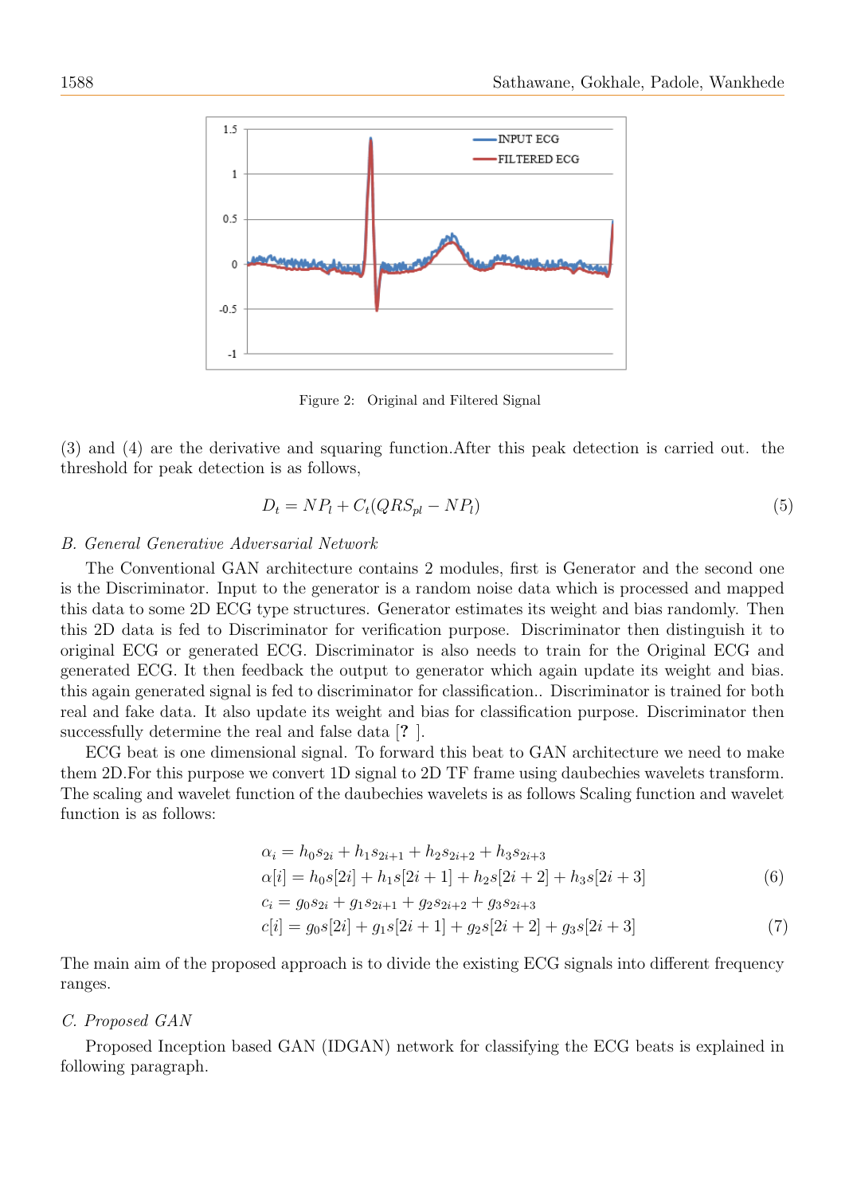1.5
1
0.5
0
-0.5
-1

INPUT ECG
FILTERED ECG

Figure 2: Original and Filtered Signal

(3) and (4) are the derivative and squaring function.After this peak detection is carried out. the threshold for peak detection is as follows,

$$D_t = NP_l + C_t(QRS_{pl} - NP_l) \tag{5}$$

### *B. General Generative Adversarial Network*

The Conventional GAN architecture contains 2 modules, first is Generator and the second one is the Discriminator. Input to the generator is a random noise data which is processed and mapped this data to some 2D ECG type structures. Generator estimates its weight and bias randomly. Then this 2D data is fed to Discriminator for verification purpose. Discriminator then distinguish it to original ECG or generated ECG. Discriminator is also needs to train for the Original ECG and generated ECG. It then feedback the output to generator which again update its weight and bias. this again generated signal is fed to discriminator for classification.. Discriminator is trained for both real and fake data. It also update its weight and bias for classification purpose. Discriminator then successfully determine the real and false data [**?** ].

ECG beat is one dimensional signal. To forward this beat to GAN architecture we need to make them 2D.For this purpose we convert 1D signal to 2D TF frame using daubechies wavelets transform. The scaling and wavelet function of the daubechies wavelets is as follows Scaling function and wavelet function is as follows:

$$\alpha_i = h_0 s_{2i} + h_1 s_{2i+1} + h_2 s_{2i+2} + h_3 s_{2i+3}$$
$$\alpha[i] = h_0 s[2i] + h_1 s[2i+1] + h_2 s[2i+2] + h_3 s[2i+3] \tag{6}$$
$$c_i = g_0 s_{2i} + g_1 s_{2i+1} + g_2 s_{2i+2} + g_3 s_{2i+3}$$
$$c[i] = g_0 s[2i] + g_1 s[2i+1] + g_2 s[2i+2] + g_3 s[2i+3] \tag{7}$$

The main aim of the proposed approach is to divide the existing ECG signals into different frequency ranges.

### *C. Proposed GAN*

Proposed Inception based GAN (IDGAN) network for classifying the ECG beats is explained in following paragraph.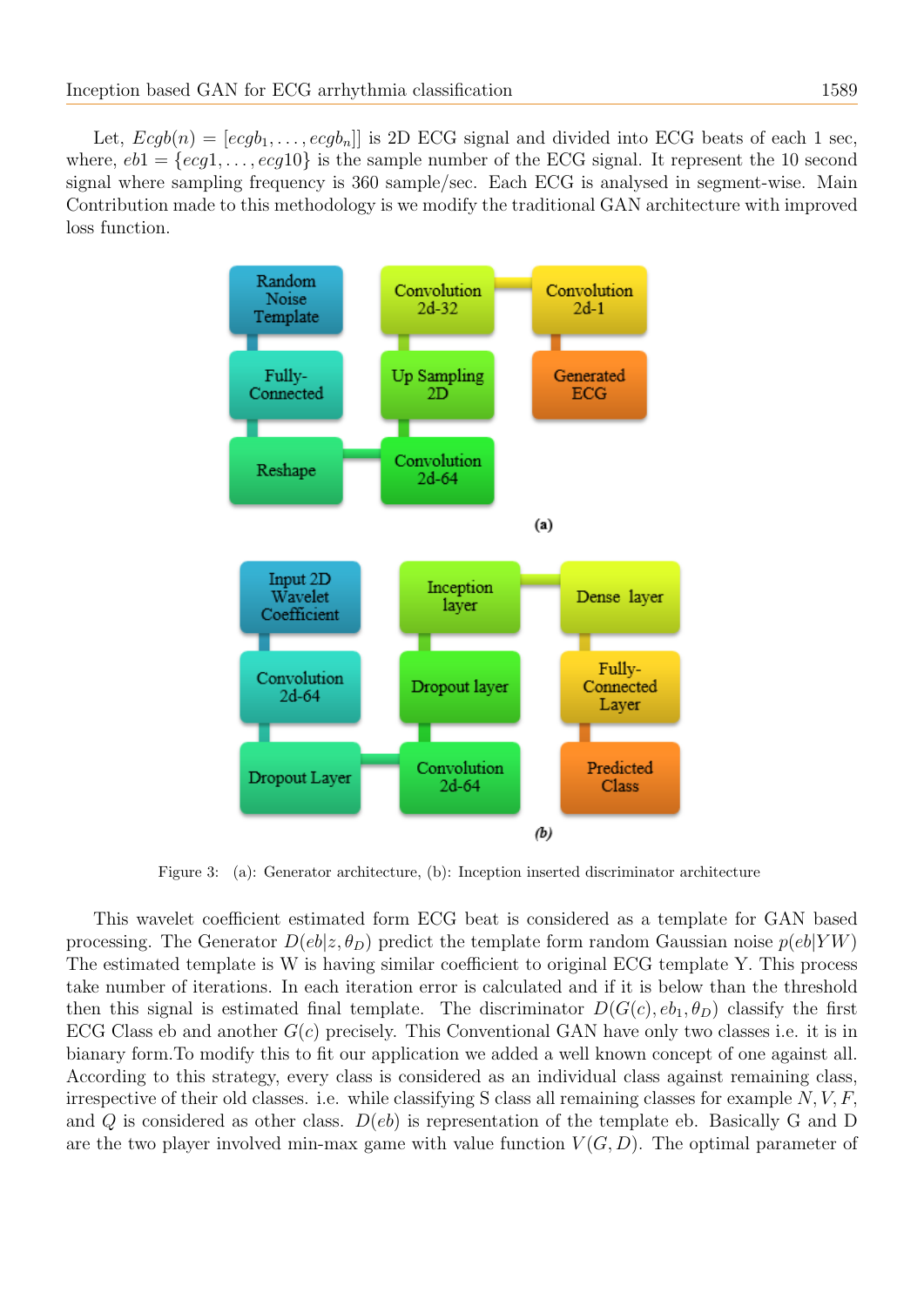Let, $Ecgb(n) = [ecgb_1, \ldots, ecgb_n]]$ is 2D ECG signal and divided into ECG beats of each 1 sec, where, $eb1 = \{ecg1, \ldots, ecg10\}$ is the sample number of the ECG signal. It represent the 10 second signal where sampling frequency is 360 sample/sec. Each ECG is analysed in segment-wise. Main Contribution made to this methodology is we modify the traditional GAN architecture with improved loss function.

Figure 3: (a): Generator architecture, (b): Inception inserted discriminator architecture

This wavelet coefficient estimated form ECG beat is considered as a template for GAN based processing. The Generator $D(eb|z, \theta_D)$ predict the template form random Gaussian noise $p(eb|YW)$ The estimated template is W is having similar coefficient to original ECG template Y. This process take number of iterations. In each iteration error is calculated and if it is below than the threshold then this signal is estimated final template. The discriminator $D(G(c), eb_1, \theta_D)$ classify the first ECG Class eb and another $G(c)$ precisely. This Conventional GAN have only two classes i.e. it is in bianary form.To modify this to fit our application we added a well known concept of one against all. According to this strategy, every class is considered as an individual class against remaining class, irrespective of their old classes. i.e. while classifying S class all remaining classes for example $N, V, F$, and $Q$ is considered as other class. $D(eb)$ is representation of the template eb. Basically G and D are the two player involved min-max game with value function $V(G, D)$. The optimal parameter of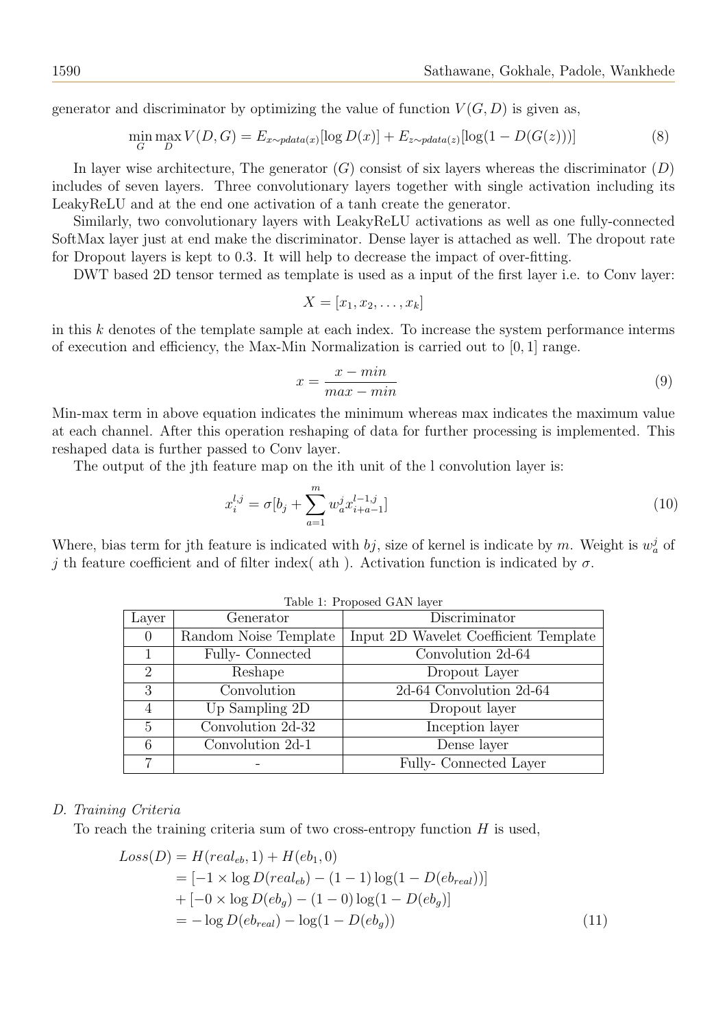generator and discriminator by optimizing the value of function $V(G, D)$ is given as,

$$\min_{G} \max_{D} V(D, G) = E_{x \sim pdata(x)}[\log D(x)] + E_{z \sim pdata(z)}[\log(1 - D(G(z)))] \tag{8}$$

In layer wise architecture, The generator $(G)$ consist of six layers whereas the discriminator $(D)$ includes of seven layers. Three convolutionary layers together with single activation including its LeakyReLU and at the end one activation of a tanh create the generator.

Similarly, two convolutionary layers with LeakyReLU activations as well as one fully-connected SoftMax layer just at end make the discriminator. Dense layer is attached as well. The dropout rate for Dropout layers is kept to 0.3. It will help to decrease the impact of over-fitting.

DWT based 2D tensor termed as template is used as a input of the first layer i.e. to Conv layer:

$$X = [x_1, x_2, \ldots, x_k]$$

in this $k$ denotes of the template sample at each index. To increase the system performance interms of execution and efficiency, the Max-Min Normalization is carried out to $[0, 1]$ range.

$$x = \frac{x - min}{max - min} \tag{9}$$

Min-max term in above equation indicates the minimum whereas max indicates the maximum value at each channel. After this operation reshaping of data for further processing is implemented. This reshaped data is further passed to Conv layer.

The output of the jth feature map on the ith unit of the l convolution layer is:

$$x_i^{l,j} = \sigma[b_j + \sum_{a=1}^{m} w_a^j x_{i+a-1}^{l-1,j}] \tag{10}$$

Where, bias term for jth feature is indicated with $bj$, size of kernel is indicate by $m$. Weight is $w_a^j$ of $j$ th feature coefficient and of filter index( ath ). Activation function is indicated by $\sigma$.

Table 1: Proposed GAN layer

| Layer | Generator | Discriminator |
|---|---|---|
| 0 | Random Noise Template | Input 2D Wavelet Coefficient Template |
| 1 | Fully- Connected | Convolution 2d-64 |
| 2 | Reshape | Dropout Layer |
| 3 | Convolution | 2d-64 Convolution 2d-64 |
| 4 | Up Sampling 2D | Dropout layer |
| 5 | Convolution 2d-32 | Inception layer |
| 6 | Convolution 2d-1 | Dense layer |
| 7 | - | Fully- Connected Layer |

*D. Training Criteria*

To reach the training criteria sum of two cross-entropy function $H$ is used,

$$\begin{aligned} Loss(D) &= H(real_{eb}, 1) + H(eb_1, 0) \\ &= [-1 \times \log D(real_{eb}) - (1-1)\log(1 - D(eb_{real}))] \\ &+ [-0 \times \log D(eb_g) - (1-0)\log(1 - D(eb_g)] \\ &= -\log D(eb_{real}) - \log(1 - D(eb_g)) \end{aligned} \tag{11}$$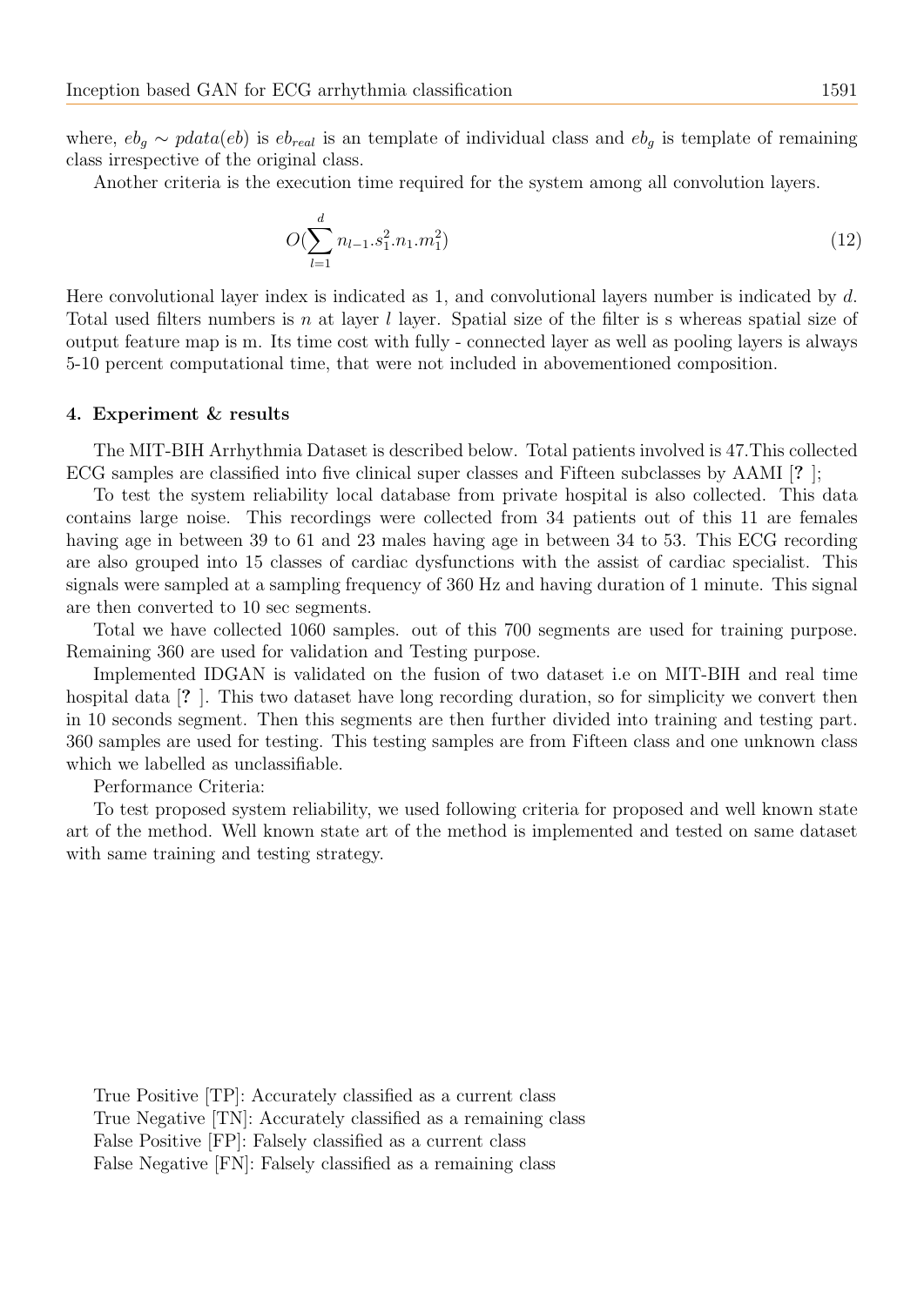where, $eb_g \sim pdata(eb)$ is $eb_{real}$ is an template of individual class and $eb_g$ is template of remaining class irrespective of the original class.

Another criteria is the execution time required for the system among all convolution layers.

$$O(\sum_{l=1}^{d} n_{l-1}.s_1^2.n_1.m_1^2) \tag{12}$$

Here convolutional layer index is indicated as 1, and convolutional layers number is indicated by $d$. Total used filters numbers is $n$ at layer $l$ layer. Spatial size of the filter is s whereas spatial size of output feature map is m. Its time cost with fully - connected layer as well as pooling layers is always 5-10 percent computational time, that were not included in abovementioned composition.

## 4. Experiment & results

The MIT-BIH Arrhythmia Dataset is described below. Total patients involved is 47.This collected ECG samples are classified into five clinical super classes and Fifteen subclasses by AAMI [**?** ];

To test the system reliability local database from private hospital is also collected. This data contains large noise. This recordings were collected from 34 patients out of this 11 are females having age in between 39 to 61 and 23 males having age in between 34 to 53. This ECG recording are also grouped into 15 classes of cardiac dysfunctions with the assist of cardiac specialist. This signals were sampled at a sampling frequency of 360 Hz and having duration of 1 minute. This signal are then converted to 10 sec segments.

Total we have collected 1060 samples. out of this 700 segments are used for training purpose. Remaining 360 are used for validation and Testing purpose.

Implemented IDGAN is validated on the fusion of two dataset i.e on MIT-BIH and real time hospital data [**?** ]. This two dataset have long recording duration, so for simplicity we convert then in 10 seconds segment. Then this segments are then further divided into training and testing part. 360 samples are used for testing. This testing samples are from Fifteen class and one unknown class which we labelled as unclassifiable.

Performance Criteria:

To test proposed system reliability, we used following criteria for proposed and well known state art of the method. Well known state art of the method is implemented and tested on same dataset with same training and testing strategy.

True Positive [TP]: Accurately classified as a current class
True Negative [TN]: Accurately classified as a remaining class
False Positive [FP]: Falsely classified as a current class
False Negative [FN]: Falsely classified as a remaining class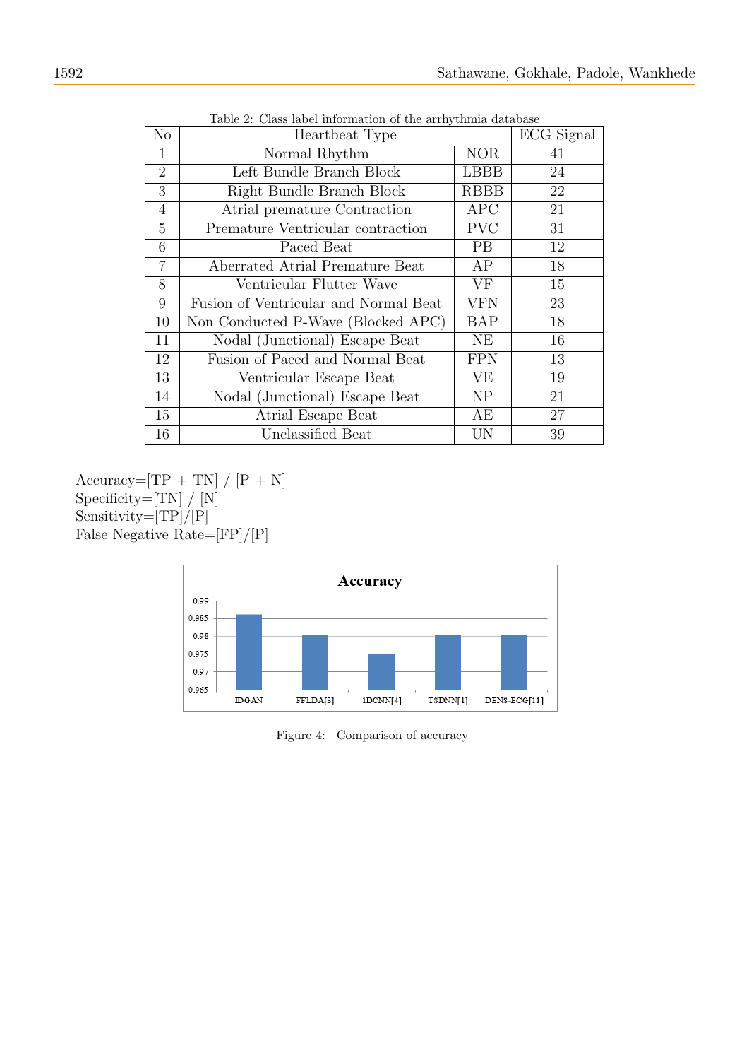Table 2: Class label information of the arrhythmia database

| No | Heartbeat Type | | ECG Signal |
|---|---|---|---|
| 1 | Normal Rhythm | NOR | 41 |
| 2 | Left Bundle Branch Block | LBBB | 24 |
| 3 | Right Bundle Branch Block | RBBB | 22 |
| 4 | Atrial premature Contraction | APC | 21 |
| 5 | Premature Ventricular contraction | PVC | 31 |
| 6 | Paced Beat | PB | 12 |
| 7 | Aberrated Atrial Premature Beat | AP | 18 |
| 8 | Ventricular Flutter Wave | VF | 15 |
| 9 | Fusion of Ventricular and Normal Beat | VFN | 23 |
| 10 | Non Conducted P-Wave (Blocked APC) | BAP | 18 |
| 11 | Nodal (Junctional) Escape Beat | NE | 16 |
| 12 | Fusion of Paced and Normal Beat | FPN | 13 |
| 13 | Ventricular Escape Beat | VE | 19 |
| 14 | Nodal (Junctional) Escape Beat | NP | 21 |
| 15 | Atrial Escape Beat | AE | 27 |
| 16 | Unclassified Beat | UN | 39 |

Accuracy=[TP + TN] / [P + N]
Specificity=[TN] / [N]
Sensitivity=[TP]/[P]
False Negative Rate=[FP]/[P]

Accuracy

0.99
0.985
0.98
0.975
0.97
0.965

IDGAN FFLDA[3] 1DCNN[4] TSDNN[1] DENS-ECG[11]

Figure 4: Comparison of accuracy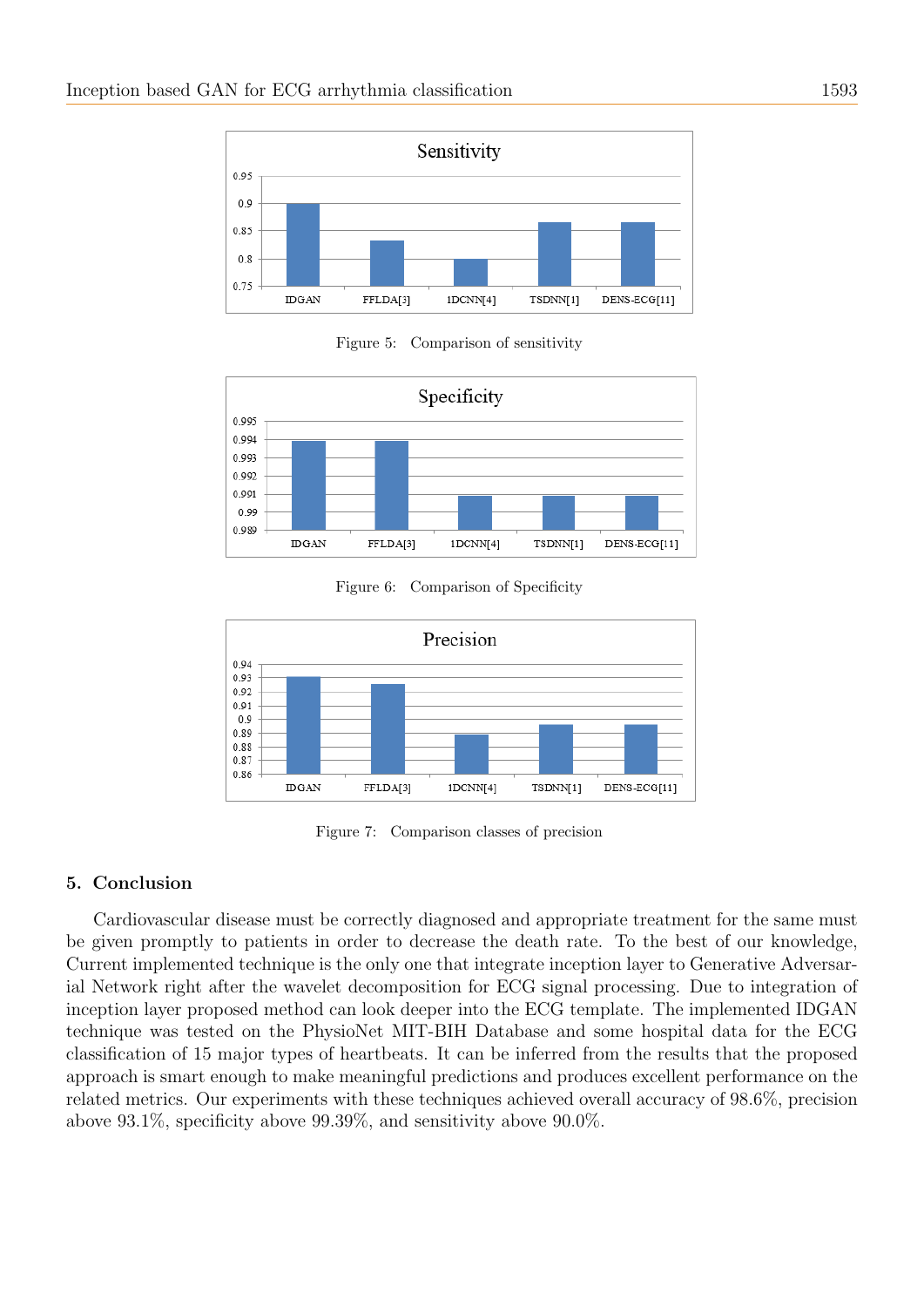Sensitivity

0.95
0.9
0.85
0.8
0.75

IDGAN FFLDA[3] 1DCNN[4] TSDNN[1] DENS-ECG[11]

Figure 5: Comparison of sensitivity

Specificity

0.995
0.994
0.993
0.992
0.991
0.99
0.989

IDGAN FFLDA[3] 1DCNN[4] TSDNN[1] DENS-ECG[11]

Figure 6: Comparison of Specificity

Precision

0.94
0.93
0.92
0.91
0.9
0.89
0.88
0.87
0.86

IDGAN FFLDA[3] 1DCNN[4] TSDNN[1] DENS-ECG[11]

Figure 7: Comparison classes of precision

## 5. Conclusion

Cardiovascular disease must be correctly diagnosed and appropriate treatment for the same must be given promptly to patients in order to decrease the death rate. To the best of our knowledge, Current implemented technique is the only one that integrate inception layer to Generative Adversarial Network right after the wavelet decomposition for ECG signal processing. Due to integration of inception layer proposed method can look deeper into the ECG template. The implemented IDGAN technique was tested on the PhysioNet MIT-BIH Database and some hospital data for the ECG classification of 15 major types of heartbeats. It can be inferred from the results that the proposed approach is smart enough to make meaningful predictions and produces excellent performance on the related metrics. Our experiments with these techniques achieved overall accuracy of 98.6%, precision above 93.1%, specificity above 99.39%, and sensitivity above 90.0%.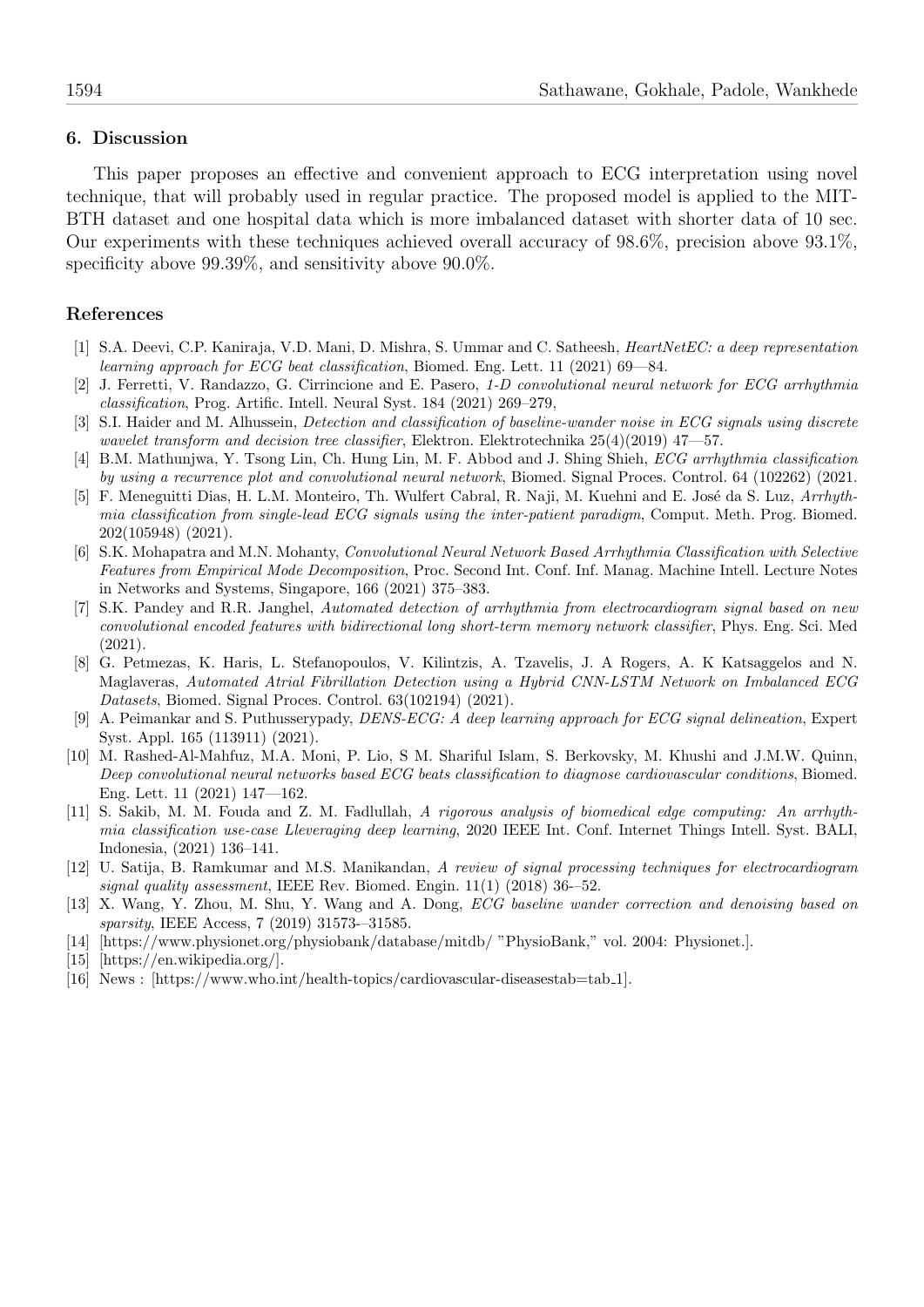## 6. Discussion

This paper proposes an effective and convenient approach to ECG interpretation using novel technique, that will probably used in regular practice. The proposed model is applied to the MIT-BTH dataset and one hospital data which is more imbalanced dataset with shorter data of 10 sec. Our experiments with these techniques achieved overall accuracy of 98.6%, precision above 93.1%, specificity above 99.39%, and sensitivity above 90.0%.

## References

[1] S.A. Deevi, C.P. Kaniraja, V.D. Mani, D. Mishra, S. Ummar and C. Satheesh, *HeartNetEC: a deep representation learning approach for ECG beat classification*, Biomed. Eng. Lett. 11 (2021) 69—84.

[2] J. Ferretti, V. Randazzo, G. Cirrincione and E. Pasero, *1-D convolutional neural network for ECG arrhythmia classification*, Prog. Artific. Intell. Neural Syst. 184 (2021) 269–279,

[3] S.I. Haider and M. Alhussein, *Detection and classification of baseline-wander noise in ECG signals using discrete wavelet transform and decision tree classifier*, Elektron. Elektrotechnika 25(4)(2019) 47—57.

[4] B.M. Mathunjwa, Y. Tsong Lin, Ch. Hung Lin, M. F. Abbod and J. Shing Shieh, *ECG arrhythmia classification by using a recurrence plot and convolutional neural network*, Biomed. Signal Proces. Control. 64 (102262) (2021.

[5] F. Meneguitti Dias, H. L.M. Monteiro, Th. Wulfert Cabral, R. Naji, M. Kuehni and E. José da S. Luz, *Arrhythmia classification from single-lead ECG signals using the inter-patient paradigm*, Comput. Meth. Prog. Biomed. 202(105948) (2021).

[6] S.K. Mohapatra and M.N. Mohanty, *Convolutional Neural Network Based Arrhythmia Classification with Selective Features from Empirical Mode Decomposition*, Proc. Second Int. Conf. Inf. Manag. Machine Intell. Lecture Notes in Networks and Systems, Singapore, 166 (2021) 375–383.

[7] S.K. Pandey and R.R. Janghel, *Automated detection of arrhythmia from electrocardiogram signal based on new convolutional encoded features with bidirectional long short-term memory network classifier*, Phys. Eng. Sci. Med (2021).

[8] G. Petmezas, K. Haris, L. Stefanopoulos, V. Kilintzis, A. Tzavelis, J. A Rogers, A. K Katsaggelos and N. Maglaveras, *Automated Atrial Fibrillation Detection using a Hybrid CNN-LSTM Network on Imbalanced ECG Datasets*, Biomed. Signal Proces. Control. 63(102194) (2021).

[9] A. Peimankar and S. Puthusserypady, *DENS-ECG: A deep learning approach for ECG signal delineation*, Expert Syst. Appl. 165 (113911) (2021).

[10] M. Rashed-Al-Mahfuz, M.A. Moni, P. Lio, S M. Shariful Islam, S. Berkovsky, M. Khushi and J.M.W. Quinn, *Deep convolutional neural networks based ECG beats classification to diagnose cardiovascular conditions*, Biomed. Eng. Lett. 11 (2021) 147—162.

[11] S. Sakib, M. M. Fouda and Z. M. Fadlullah, *A rigorous analysis of biomedical edge computing: An arrhythmia classification use-case Lleveraging deep learning*, 2020 IEEE Int. Conf. Internet Things Intell. Syst. BALI, Indonesia, (2021) 136–141.

[12] U. Satija, B. Ramkumar and M.S. Manikandan, *A review of signal processing techniques for electrocardiogram signal quality assessment*, IEEE Rev. Biomed. Engin. 11(1) (2018) 36-–52.

[13] X. Wang, Y. Zhou, M. Shu, Y. Wang and A. Dong, *ECG baseline wander correction and denoising based on sparsity*, IEEE Access, 7 (2019) 31573-–31585.

[14] [https://www.physionet.org/physiobank/database/mitdb/ "PhysioBank," vol. 2004: Physionet.].

[15] [https://en.wikipedia.org/].

[16] News : [https://www.who.int/health-topics/cardiovascular-diseasestab=tab_1].